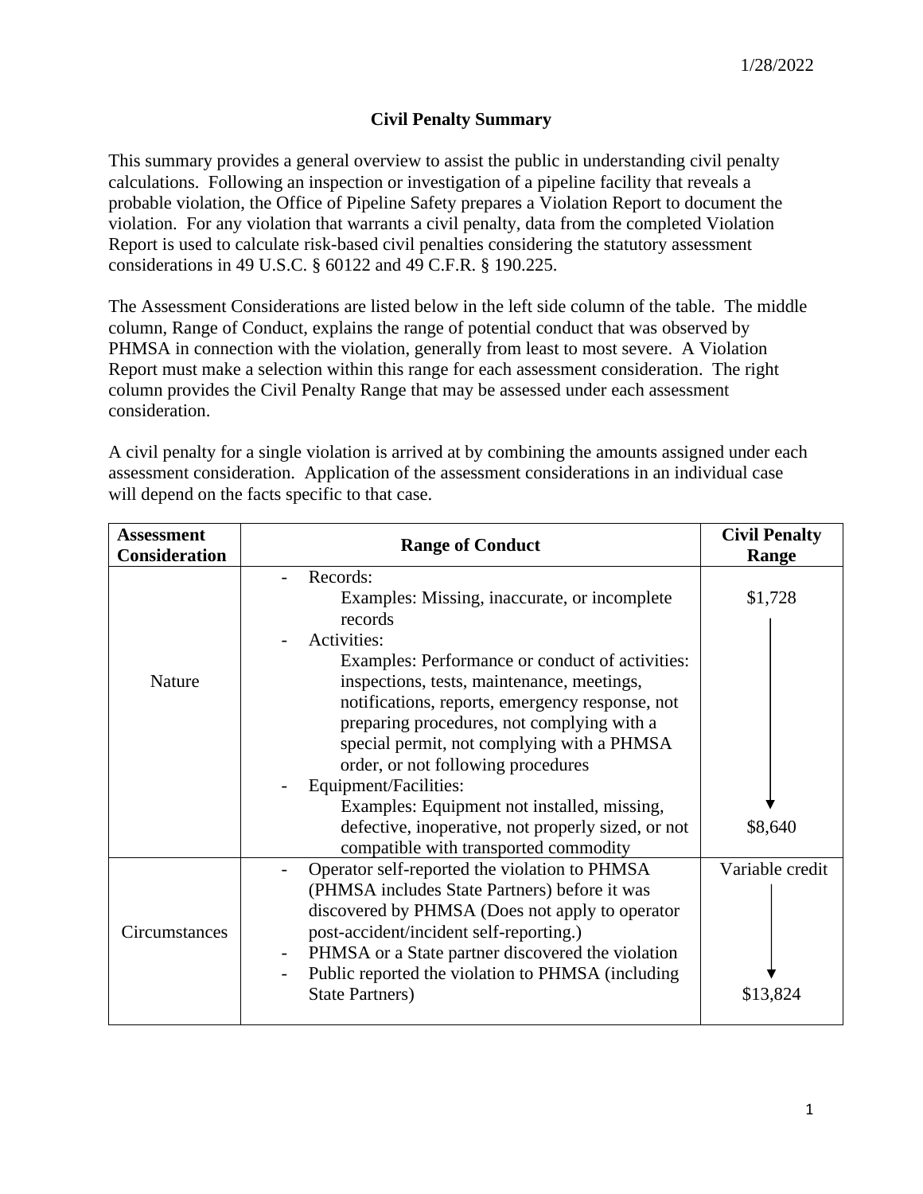1/28/2022

# Civil Penalty Summary

This summary provides a general overview to assist the public in understanding civil penalty calculations. Following an inspection or investigation of a pipeline facility that reveals a probable violation, the Office of Pipeline Safety prepares a Violation Report to document the violation. For any violation that warrants a civil penalty, data from the completed Violation Report is used to calculate risk-based civil penalties considering the statutory assessment considerations in 49 U.S.C. § 60122 and 49 C.F.R. § 190.225.

The Assessment Considerations are listed below in the left side column of the table. The middle column, Range of Conduct, explains the range of potential conduct that was observed by PHMSA in connection with the violation, generally from least to most severe. A Violation Report must make a selection within this range for each assessment consideration. The right column provides the Civil Penalty Range that may be assessed under each assessment consideration.

A civil penalty for a single violation is arrived at by combining the amounts assigned under each assessment consideration. Application of the assessment considerations in an individual case will depend on the facts specific to that case.

| Assessment Consideration | Range of Conduct | Civil Penalty Range |
| --- | --- | --- |
| Nature | - Records:<br>Examples: Missing, inaccurate, or incomplete records<br>- Activities:<br>Examples: Performance or conduct of activities: inspections, tests, maintenance, meetings, notifications, reports, emergency response, not preparing procedures, not complying with a special permit, not complying with a PHMSA order, or not following procedures<br>- Equipment/Facilities:<br>Examples: Equipment not installed, missing, defective, inoperative, not properly sized, or not compatible with transported commodity | $1,728<br>↓<br>$8,640 |
| Circumstances | - Operator self-reported the violation to PHMSA (PHMSA includes State Partners) before it was discovered by PHMSA (Does not apply to operator post-accident/incident self-reporting.)<br>- PHMSA or a State partner discovered the violation<br>- Public reported the violation to PHMSA (including State Partners) | Variable credit<br>↓<br>$13,824 |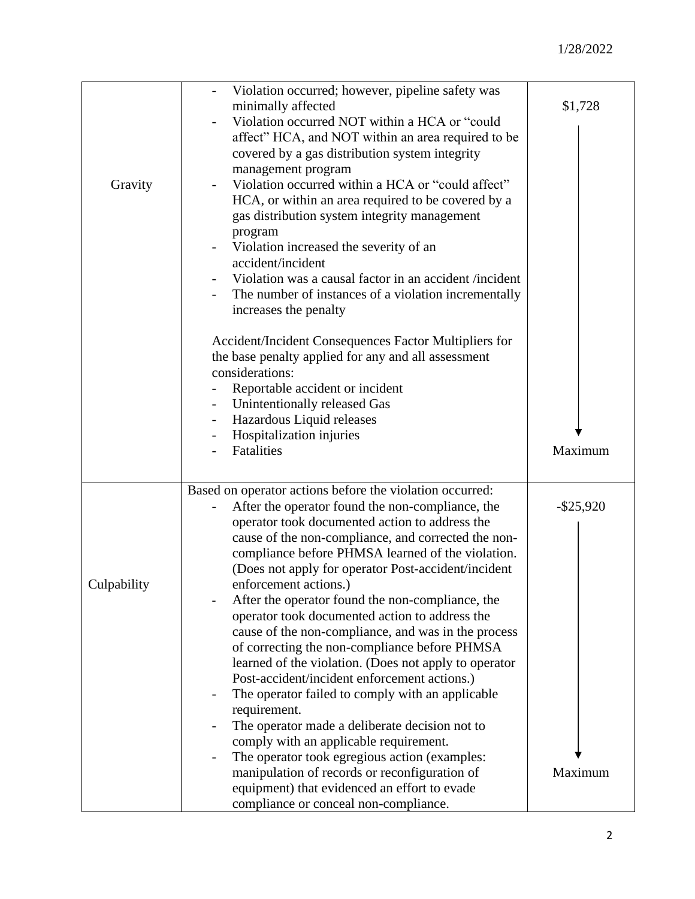| | | |
|---|---|---|
| Gravity | - Violation occurred; however, pipeline safety was minimally affected<br>- Violation occurred NOT within a HCA or "could affect" HCA, and NOT within an area required to be covered by a gas distribution system integrity management program<br>- Violation occurred within a HCA or "could affect" HCA, or within an area required to be covered by a gas distribution system integrity management program<br>- Violation increased the severity of an accident/incident<br>- Violation was a causal factor in an accident /incident<br>- The number of instances of a violation incrementally increases the penalty<br><br>Accident/Incident Consequences Factor Multipliers for the base penalty applied for any and all assessment considerations:<br>- Reportable accident or incident<br>- Unintentionally released Gas<br>- Hazardous Liquid releases<br>- Hospitalization injuries<br>- Fatalities | \$1,728<br>↓<br>Maximum |
| Culpability | Based on operator actions before the violation occurred:<br>- After the operator found the non-compliance, the operator took documented action to address the cause of the non-compliance, and corrected the non-compliance before PHMSA learned of the violation. (Does not apply for operator Post-accident/incident enforcement actions.)<br>- After the operator found the non-compliance, the operator took documented action to address the cause of the non-compliance, and was in the process of correcting the non-compliance before PHMSA learned of the violation. (Does not apply to operator Post-accident/incident enforcement actions.)<br>- The operator failed to comply with an applicable requirement.<br>- The operator made a deliberate decision not to comply with an applicable requirement.<br>- The operator took egregious action (examples: manipulation of records or reconfiguration of equipment) that evidenced an effort to evade compliance or conceal non-compliance. | -\$25,920<br>↓<br>Maximum |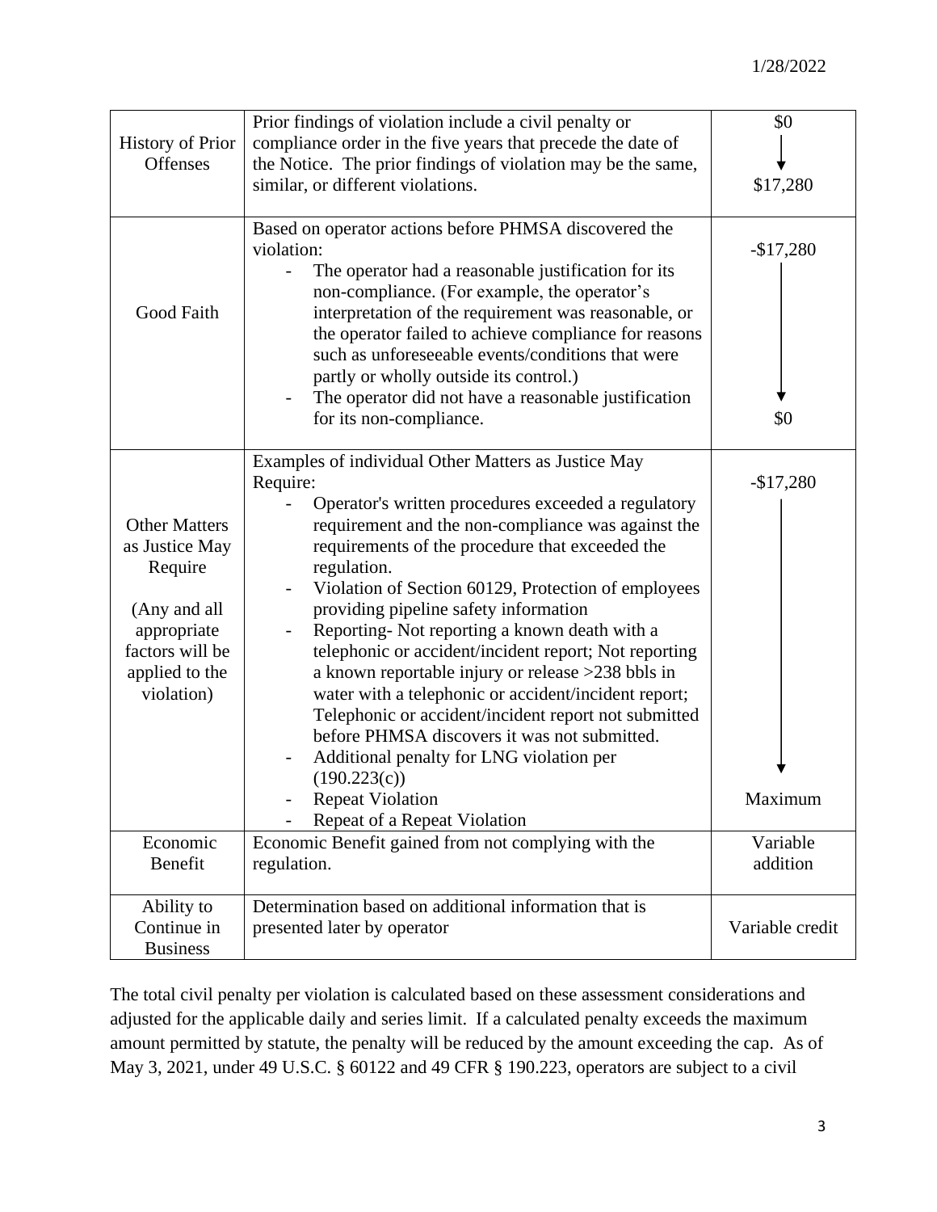| | | |
|---|---|---|
| History of Prior Offenses | Prior findings of violation include a civil penalty or compliance order in the five years that precede the date of the Notice. The prior findings of violation may be the same, similar, or different violations. | $0 ↓ $17,280 |
| Good Faith | Based on operator actions before PHMSA discovered the violation:<br>- The operator had a reasonable justification for its non-compliance. (For example, the operator's interpretation of the requirement was reasonable, or the operator failed to achieve compliance for reasons such as unforeseeable events/conditions that were partly or wholly outside its control.)<br>- The operator did not have a reasonable justification for its non-compliance. | -$17,280 ↓ $0 |
| Other Matters as Justice May Require<br><br>(Any and all appropriate factors will be applied to the violation) | Examples of individual Other Matters as Justice May Require:<br>- Operator's written procedures exceeded a regulatory requirement and the non-compliance was against the requirements of the procedure that exceeded the regulation.<br>- Violation of Section 60129, Protection of employees providing pipeline safety information<br>- Reporting- Not reporting a known death with a telephonic or accident/incident report; Not reporting a known reportable injury or release >238 bbls in water with a telephonic or accident/incident report; Telephonic or accident/incident report not submitted before PHMSA discovers it was not submitted.<br>- Additional penalty for LNG violation per (190.223(c))<br>- Repeat Violation<br>- Repeat of a Repeat Violation | -$17,280 ↓ Maximum |
| Economic Benefit | Economic Benefit gained from not complying with the regulation. | Variable addition |
| Ability to Continue in Business | Determination based on additional information that is presented later by operator | Variable credit |

The total civil penalty per violation is calculated based on these assessment considerations and adjusted for the applicable daily and series limit. If a calculated penalty exceeds the maximum amount permitted by statute, the penalty will be reduced by the amount exceeding the cap. As of May 3, 2021, under 49 U.S.C. § 60122 and 49 CFR § 190.223, operators are subject to a civil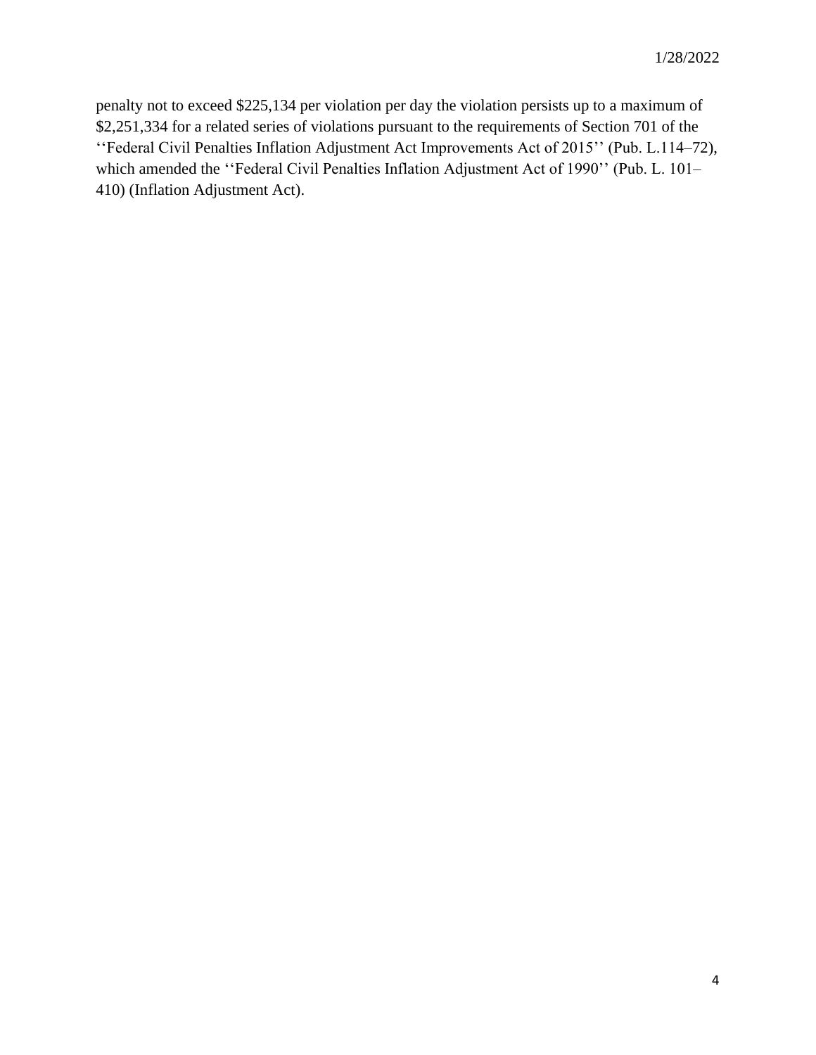penalty not to exceed $225,134 per violation per day the violation persists up to a maximum of $2,251,334 for a related series of violations pursuant to the requirements of Section 701 of the ''Federal Civil Penalties Inflation Adjustment Act Improvements Act of 2015'' (Pub. L.114–72), which amended the ''Federal Civil Penalties Inflation Adjustment Act of 1990'' (Pub. L. 101–410) (Inflation Adjustment Act).